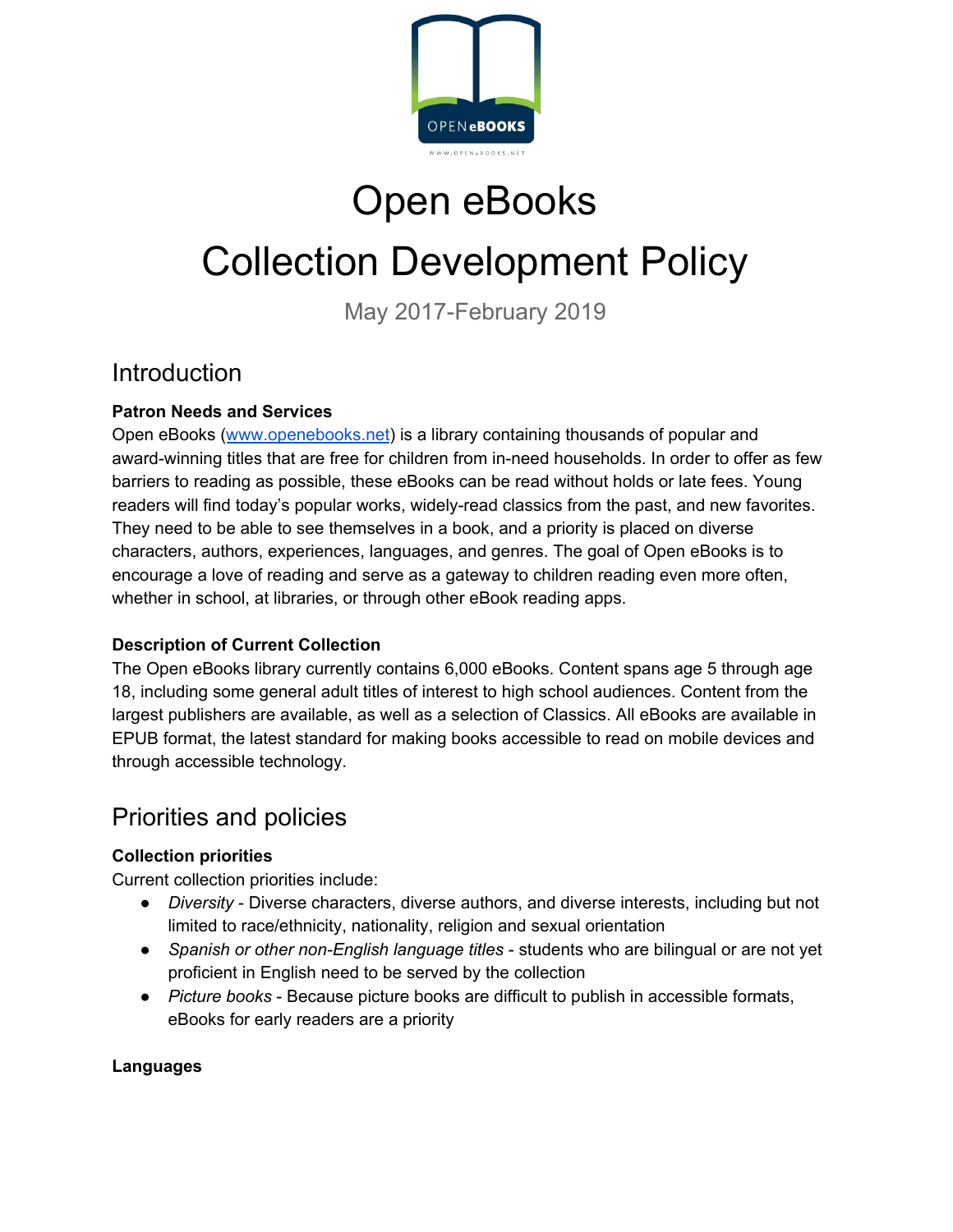# Open eBooks

# Collection Development Policy

May 2017-February 2019

## Introduction

**Patron Needs and Services**

Open eBooks (www.openebooks.net) is a library containing thousands of popular and award-winning titles that are free for children from in-need households. In order to offer as few barriers to reading as possible, these eBooks can be read without holds or late fees. Young readers will find today's popular works, widely-read classics from the past, and new favorites. They need to be able to see themselves in a book, and a priority is placed on diverse characters, authors, experiences, languages, and genres. The goal of Open eBooks is to encourage a love of reading and serve as a gateway to children reading even more often, whether in school, at libraries, or through other eBook reading apps.

**Description of Current Collection**

The Open eBooks library currently contains 6,000 eBooks. Content spans age 5 through age 18, including some general adult titles of interest to high school audiences. Content from the largest publishers are available, as well as a selection of Classics. All eBooks are available in EPUB format, the latest standard for making books accessible to read on mobile devices and through accessible technology.

## Priorities and policies

**Collection priorities**

Current collection priorities include:

- *Diversity* - Diverse characters, diverse authors, and diverse interests, including but not limited to race/ethnicity, nationality, religion and sexual orientation
- *Spanish or other non-English language titles* - students who are bilingual or are not yet proficient in English need to be served by the collection
- *Picture books* - Because picture books are difficult to publish in accessible formats, eBooks for early readers are a priority

**Languages**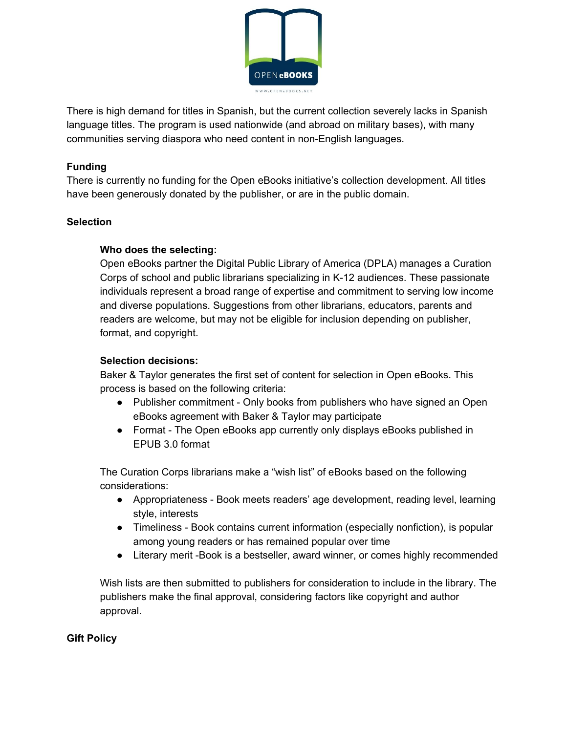There is high demand for titles in Spanish, but the current collection severely lacks in Spanish language titles. The program is used nationwide (and abroad on military bases), with many communities serving diaspora who need content in non-English languages.

## Funding

There is currently no funding for the Open eBooks initiative's collection development. All titles have been generously donated by the publisher, or are in the public domain.

## Selection

### Who does the selecting:

Open eBooks partner the Digital Public Library of America (DPLA) manages a Curation Corps of school and public librarians specializing in K-12 audiences. These passionate individuals represent a broad range of expertise and commitment to serving low income and diverse populations. Suggestions from other librarians, educators, parents and readers are welcome, but may not be eligible for inclusion depending on publisher, format, and copyright.

### Selection decisions:

Baker & Taylor generates the first set of content for selection in Open eBooks. This process is based on the following criteria:

- Publisher commitment - Only books from publishers who have signed an Open eBooks agreement with Baker & Taylor may participate
- Format - The Open eBooks app currently only displays eBooks published in EPUB 3.0 format

The Curation Corps librarians make a "wish list" of eBooks based on the following considerations:

- Appropriateness - Book meets readers' age development, reading level, learning style, interests
- Timeliness - Book contains current information (especially nonfiction), is popular among young readers or has remained popular over time
- Literary merit -Book is a bestseller, award winner, or comes highly recommended

Wish lists are then submitted to publishers for consideration to include in the library. The publishers make the final approval, considering factors like copyright and author approval.

## Gift Policy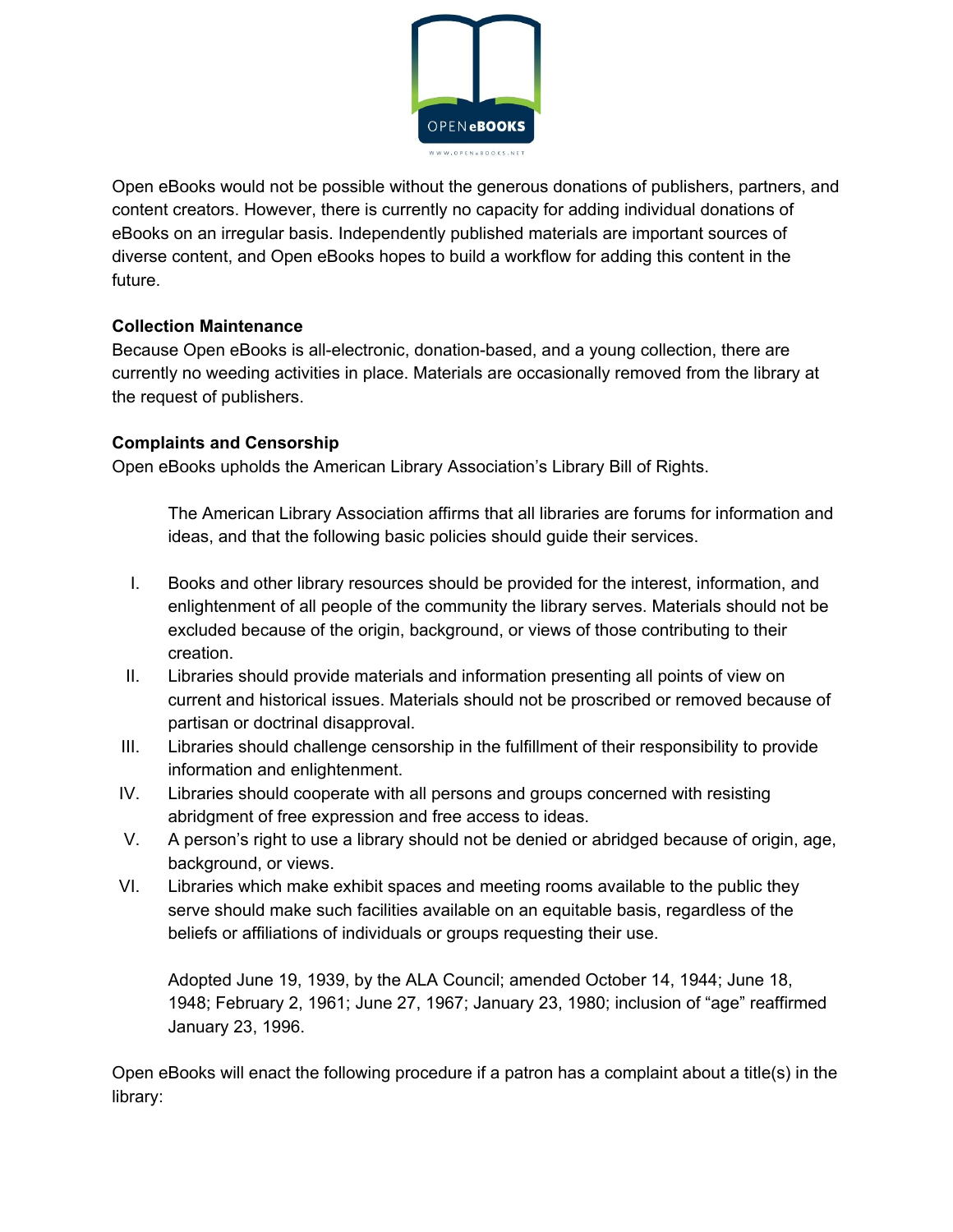Open eBooks would not be possible without the generous donations of publishers, partners, and content creators. However, there is currently no capacity for adding individual donations of eBooks on an irregular basis. Independently published materials are important sources of diverse content, and Open eBooks hopes to build a workflow for adding this content in the future.

**Collection Maintenance**

Because Open eBooks is all-electronic, donation-based, and a young collection, there are currently no weeding activities in place. Materials are occasionally removed from the library at the request of publishers.

**Complaints and Censorship**

Open eBooks upholds the American Library Association's Library Bill of Rights.

> The American Library Association affirms that all libraries are forums for information and ideas, and that the following basic policies should guide their services.

I. Books and other library resources should be provided for the interest, information, and enlightenment of all people of the community the library serves. Materials should not be excluded because of the origin, background, or views of those contributing to their creation.

II. Libraries should provide materials and information presenting all points of view on current and historical issues. Materials should not be proscribed or removed because of partisan or doctrinal disapproval.

III. Libraries should challenge censorship in the fulfillment of their responsibility to provide information and enlightenment.

IV. Libraries should cooperate with all persons and groups concerned with resisting abridgment of free expression and free access to ideas.

V. A person's right to use a library should not be denied or abridged because of origin, age, background, or views.

VI. Libraries which make exhibit spaces and meeting rooms available to the public they serve should make such facilities available on an equitable basis, regardless of the beliefs or affiliations of individuals or groups requesting their use.

> Adopted June 19, 1939, by the ALA Council; amended October 14, 1944; June 18, 1948; February 2, 1961; June 27, 1967; January 23, 1980; inclusion of "age" reaffirmed January 23, 1996.

Open eBooks will enact the following procedure if a patron has a complaint about a title(s) in the library: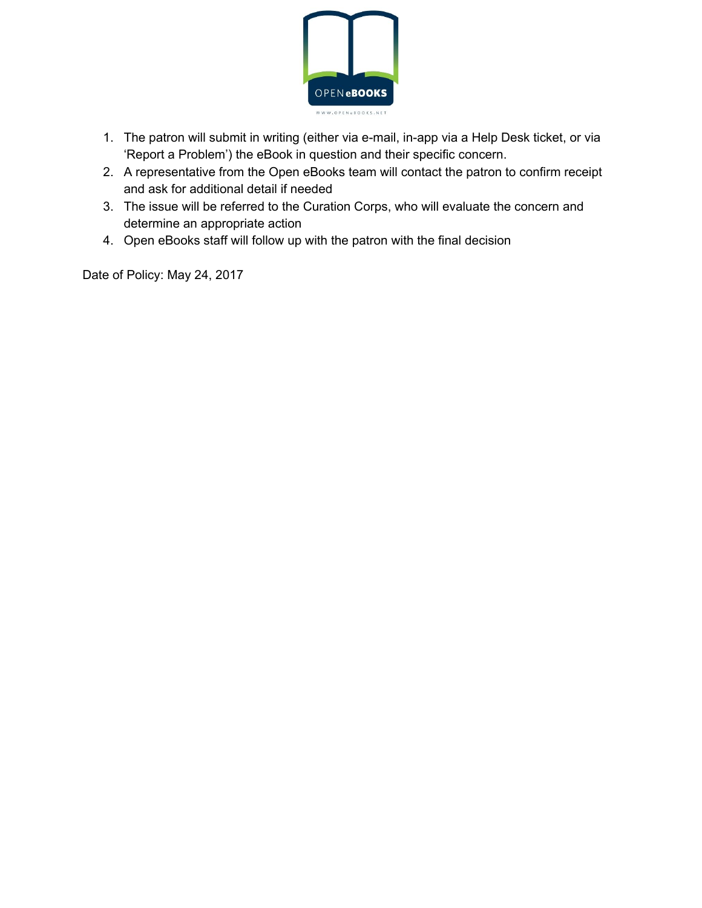1. The patron will submit in writing (either via e-mail, in-app via a Help Desk ticket, or via 'Report a Problem') the eBook in question and their specific concern.
2. A representative from the Open eBooks team will contact the patron to confirm receipt and ask for additional detail if needed
3. The issue will be referred to the Curation Corps, who will evaluate the concern and determine an appropriate action
4. Open eBooks staff will follow up with the patron with the final decision

Date of Policy: May 24, 2017